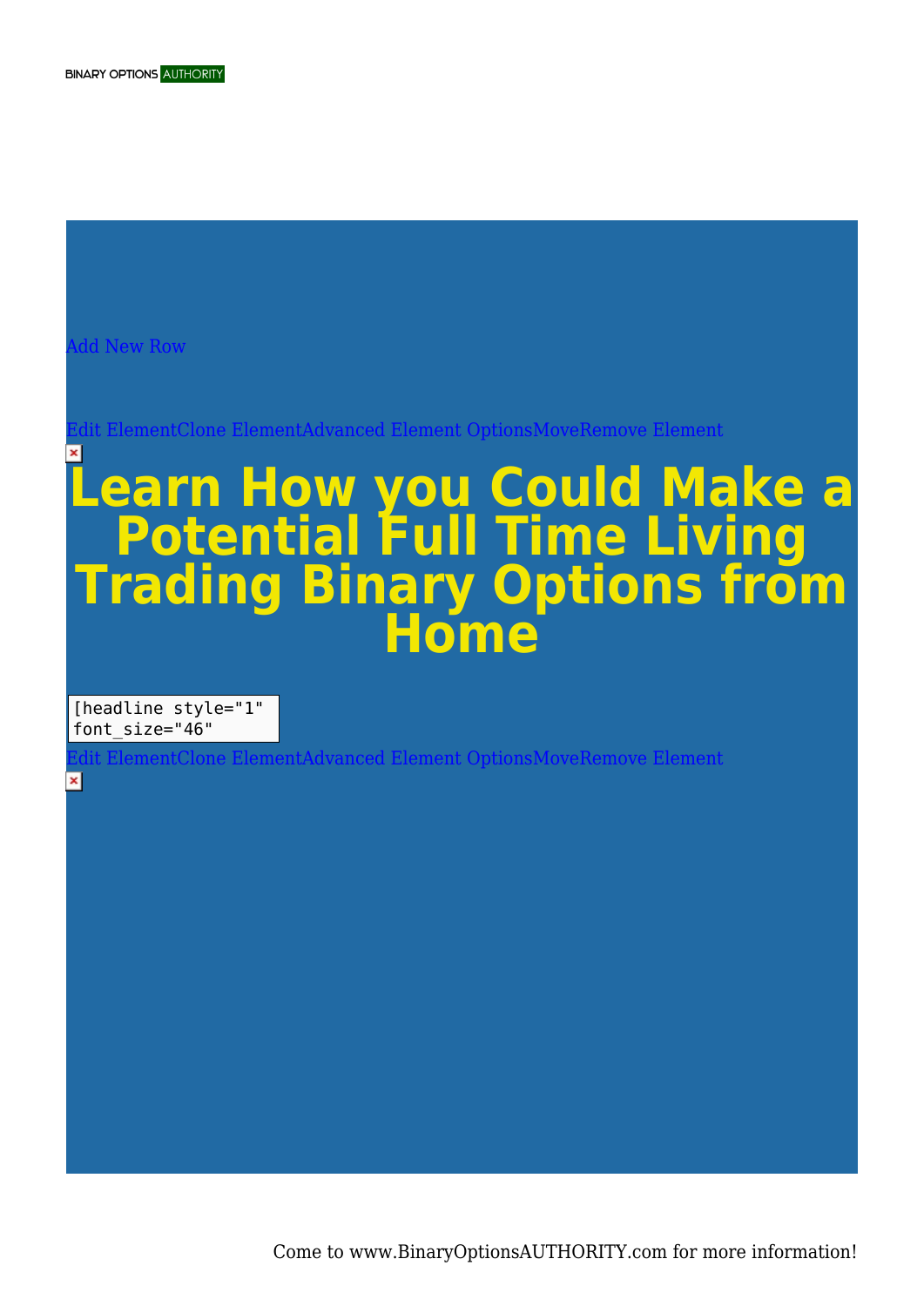BINARY OPTIONS AUTHORITY

Add New Row

Edit ElementClone ElementAdvanced Element OptionsMoveRemove Element

# Learn How you Could Make a Potential Full Time Living Trading Binary Options from Home

```
[headline style="1"
font_size="46"
```

Edit ElementClone ElementAdvanced Element OptionsMoveRemove Element

Come to www.BinaryOptionsAUTHORITY.com for more information!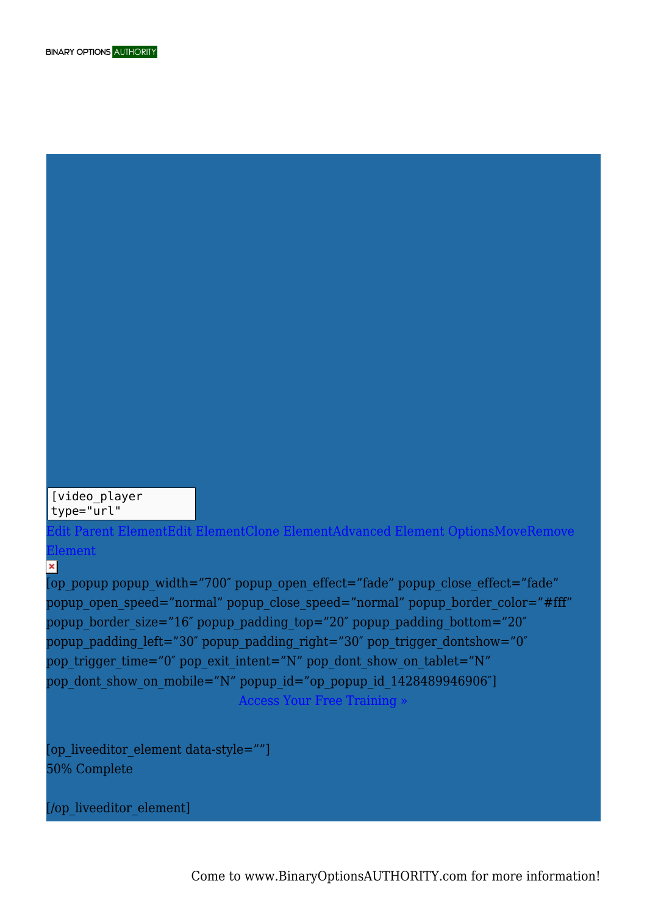```
[video_player
type="url"
```

Edit Parent ElementEdit ElementClone ElementAdvanced Element OptionsMoveRemove Element

[op_popup popup_width="700″ popup_open_effect="fade" popup_close_effect="fade" popup_open_speed="normal" popup_close_speed="normal" popup_border_color="#fff" popup_border_size="16″ popup_padding_top="20″ popup_padding_bottom="20″ popup_padding_left="30″ popup_padding_right="30″ pop_trigger_dontshow="0″ pop_trigger_time="0″ pop_exit_intent="N" pop_dont_show_on_tablet="N" pop_dont_show_on_mobile="N" popup_id="op_popup_id_1428489946906″]

Access Your Free Training »

[op_liveeditor_element data-style=""]

50% Complete

[/op_liveeditor_element]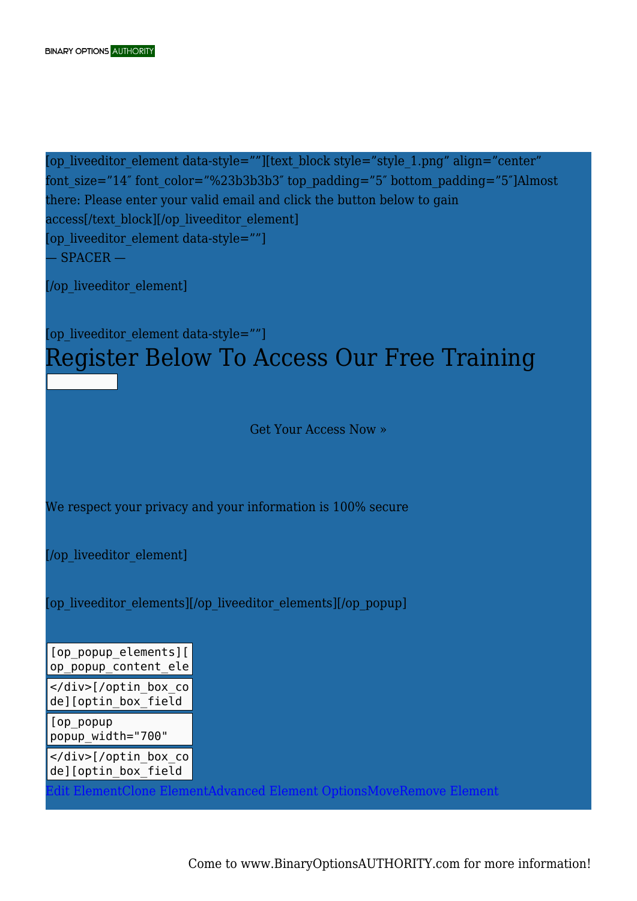[op_liveeditor_element data-style=””][text_block style=”style_1.png” align=”center” font_size=”14″ font_color=”%23b3b3b3″ top_padding=”5″ bottom_padding=”5″]Almost there: Please enter your valid email and click the button below to gain access[/text_block][/op_liveeditor_element]
[op_liveeditor_element data-style=””]
— SPACER —

[/op_liveeditor_element]

[op_liveeditor_element data-style=””]

# Register Below To Access Our Free Training

Get Your Access Now »

We respect your privacy and your information is 100% secure

[/op_liveeditor_element]

[op_liveeditor_elements][/op_liveeditor_elements][/op_popup]

```
[op_popup_elements][
op_popup_content_ele
```

```
</div>[/optin_box_co
de][optin_box_field
```

```
[op_popup
popup_width="700"
```

```
</div>[/optin_box_co
de][optin_box_field
```

Edit ElementClone ElementAdvanced Element OptionsMoveRemove Element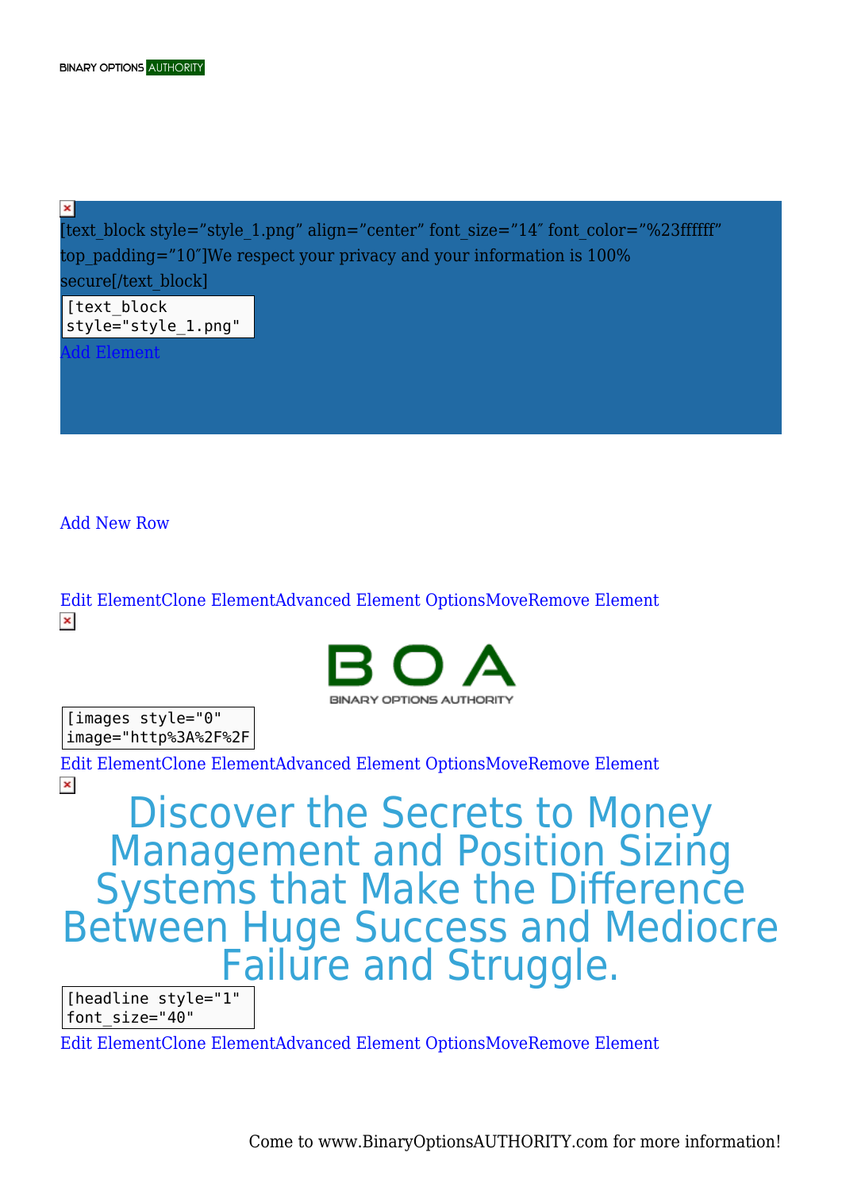[text_block style="style_1.png" align="center" font_size="14″ font_color="%23ffffff" top_padding="10″]We respect your privacy and your information is 100% secure[/text_block]

```
[text_block
style="style_1.png"
```

Add Element

Add New Row

Edit ElementClone ElementAdvanced Element OptionsMoveRemove Element

BOA
BINARY OPTIONS AUTHORITY

```
[images style="0"
image="http%3A%2F%2F
```

Edit ElementClone ElementAdvanced Element OptionsMoveRemove Element

# Discover the Secrets to Money Management and Position Sizing Systems that Make the Difference Between Huge Success and Mediocre Failure and Struggle.

```
[headline style="1"
font_size="40"
```

Edit ElementClone ElementAdvanced Element OptionsMoveRemove Element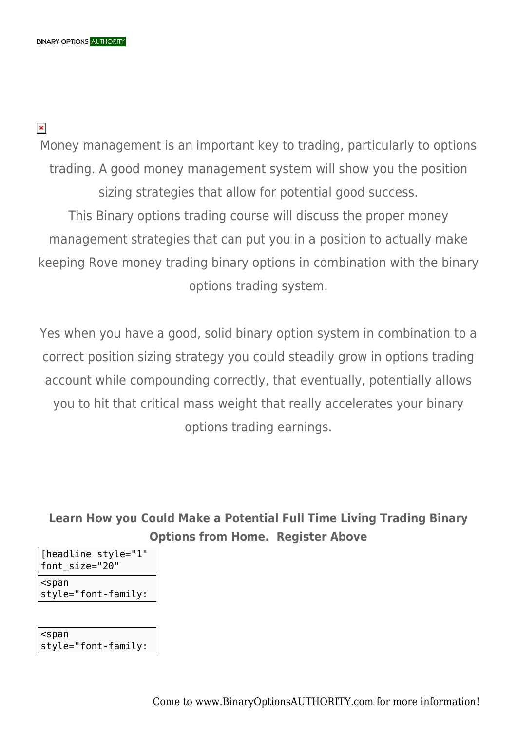Money management is an important key to trading, particularly to options trading. A good money management system will show you the position sizing strategies that allow for potential good success.

This Binary options trading course will discuss the proper money management strategies that can put you in a position to actually make keeping Rove money trading binary options in combination with the binary options trading system.

Yes when you have a good, solid binary option system in combination to a correct position sizing strategy you could steadily grow in options trading account while compounding correctly, that eventually, potentially allows you to hit that critical mass weight that really accelerates your binary options trading earnings.

**Learn How you Could Make a Potential Full Time Living Trading Binary Options from Home. Register Above**

```
[headline style="1"
font_size="20"
```

```
<span
style="font-family:
```

```
<span
style="font-family:
```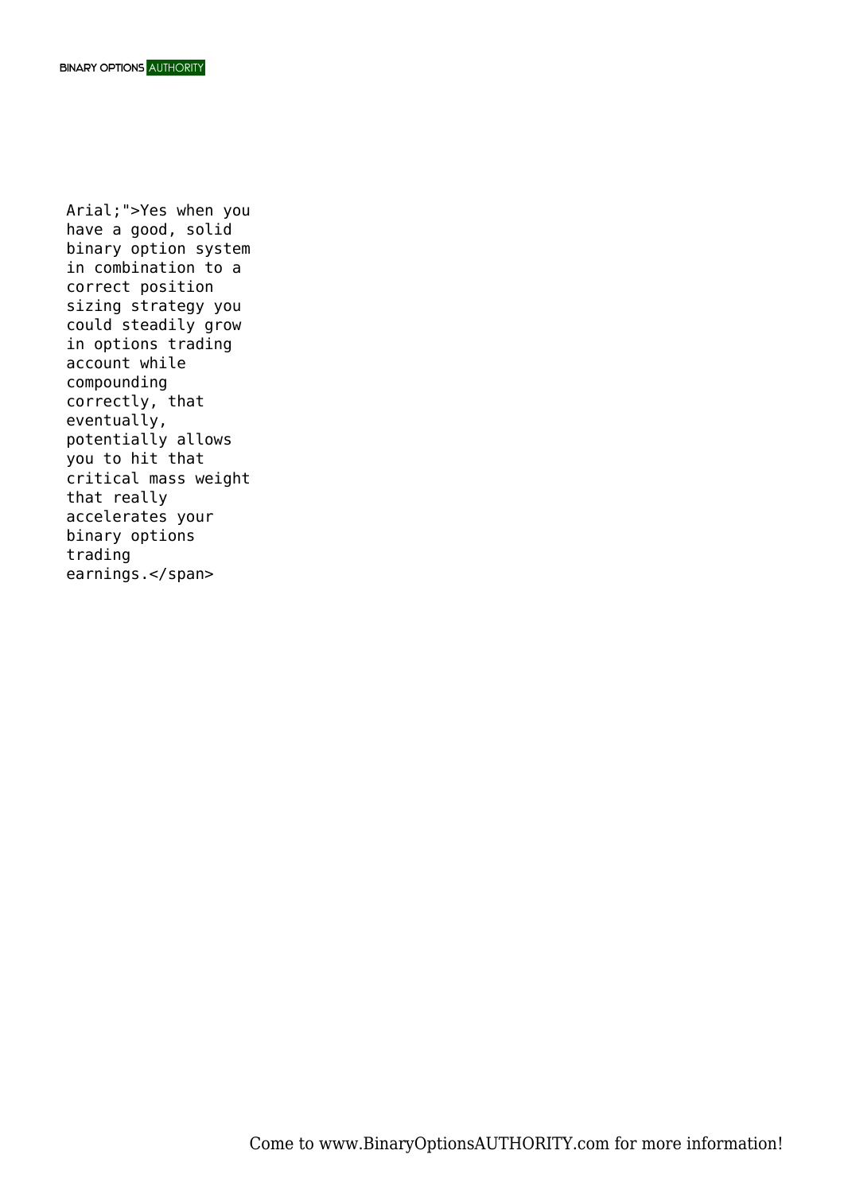Arial;">Yes when you have a good, solid binary option system in combination to a correct position sizing strategy you could steadily grow in options trading account while compounding correctly, that eventually, potentially allows you to hit that critical mass weight that really accelerates your binary options trading earnings.</span>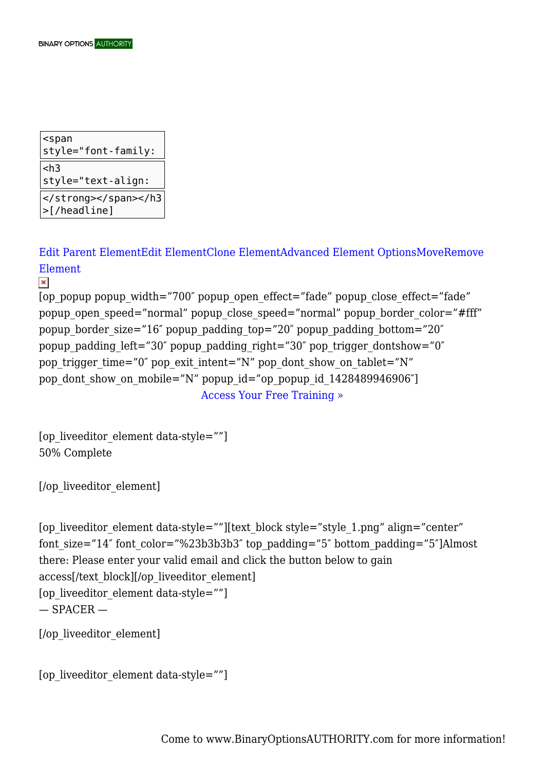```
<span
style="font-family:
```

```
<h3
style="text-align:
```

```
</strong></span></h3
>[/headline]
```

Edit Parent ElementEdit ElementClone ElementAdvanced Element OptionsMoveRemove Element

[op_popup popup_width=”700″ popup_open_effect=”fade” popup_close_effect=”fade” popup_open_speed=”normal” popup_close_speed=”normal” popup_border_color=”#fff” popup_border_size=”16″ popup_padding_top=”20″ popup_padding_bottom=”20″ popup_padding_left=”30″ popup_padding_right=”30″ pop_trigger_dontshow=”0″ pop_trigger_time=”0″ pop_exit_intent=”N” pop_dont_show_on_tablet=”N” pop_dont_show_on_mobile=”N” popup_id=”op_popup_id_1428489946906″]

Access Your Free Training »

[op_liveeditor_element data-style=””]
50% Complete

[/op_liveeditor_element]

[op_liveeditor_element data-style=””][text_block style=”style_1.png” align=”center” font_size=”14″ font_color=”%23b3b3b3″ top_padding=”5″ bottom_padding=”5″]Almost there: Please enter your valid email and click the button below to gain access[/text_block][/op_liveeditor_element]
[op_liveeditor_element data-style=””]
— SPACER —

[/op_liveeditor_element]

[op_liveeditor_element data-style=””]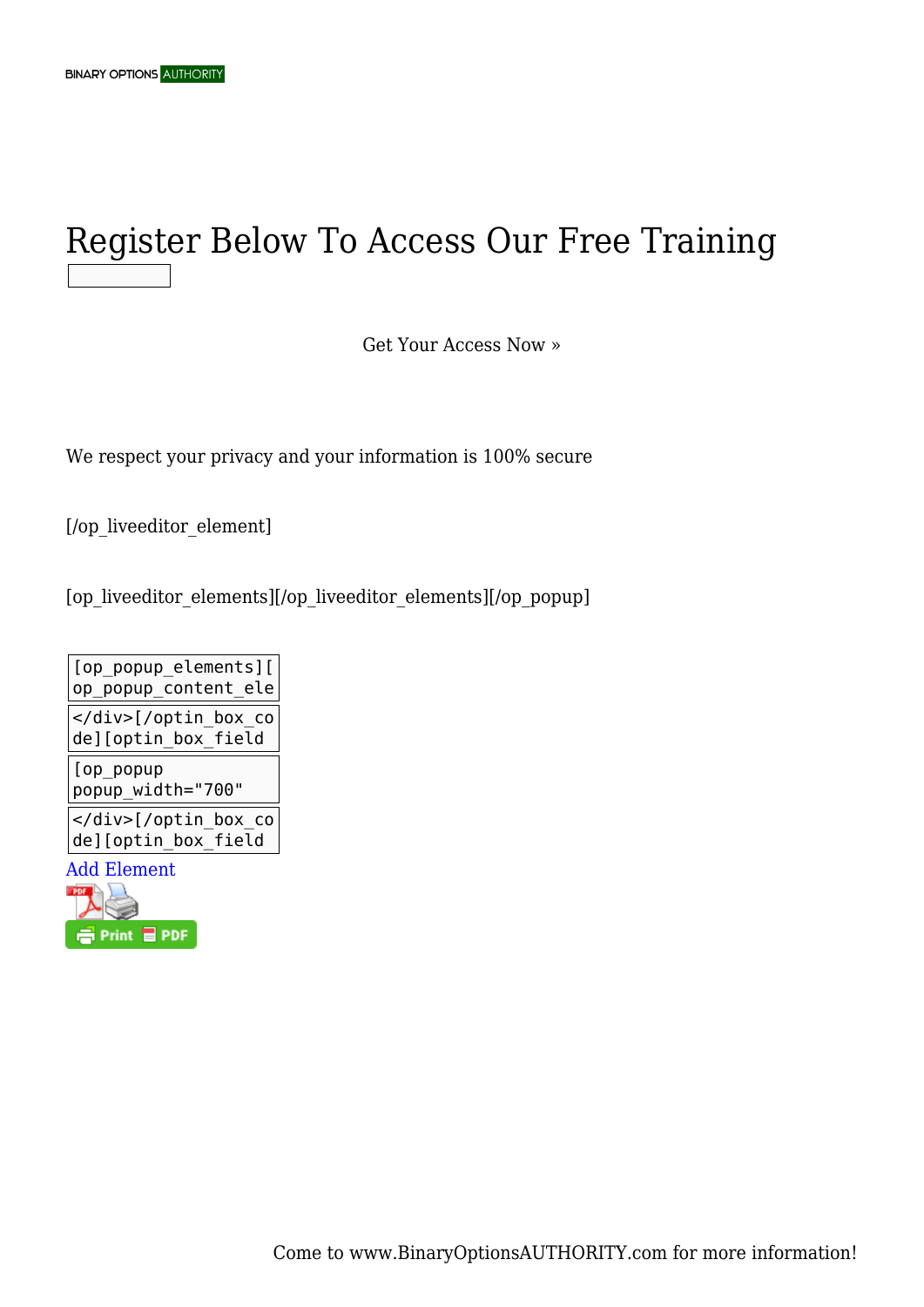# Register Below To Access Our Free Training

Get Your Access Now »

We respect your privacy and your information is 100% secure

[/op_liveeditor_element]

[op_liveeditor_elements][/op_liveeditor_elements][/op_popup]

```
[op_popup_elements][
op_popup_content_ele
```

```
</div>[/optin_box_co
de][optin_box_field
```

```
[op_popup
popup_width="700"
```

```
</div>[/optin_box_co
de][optin_box_field
```

Add Element

Print PDF